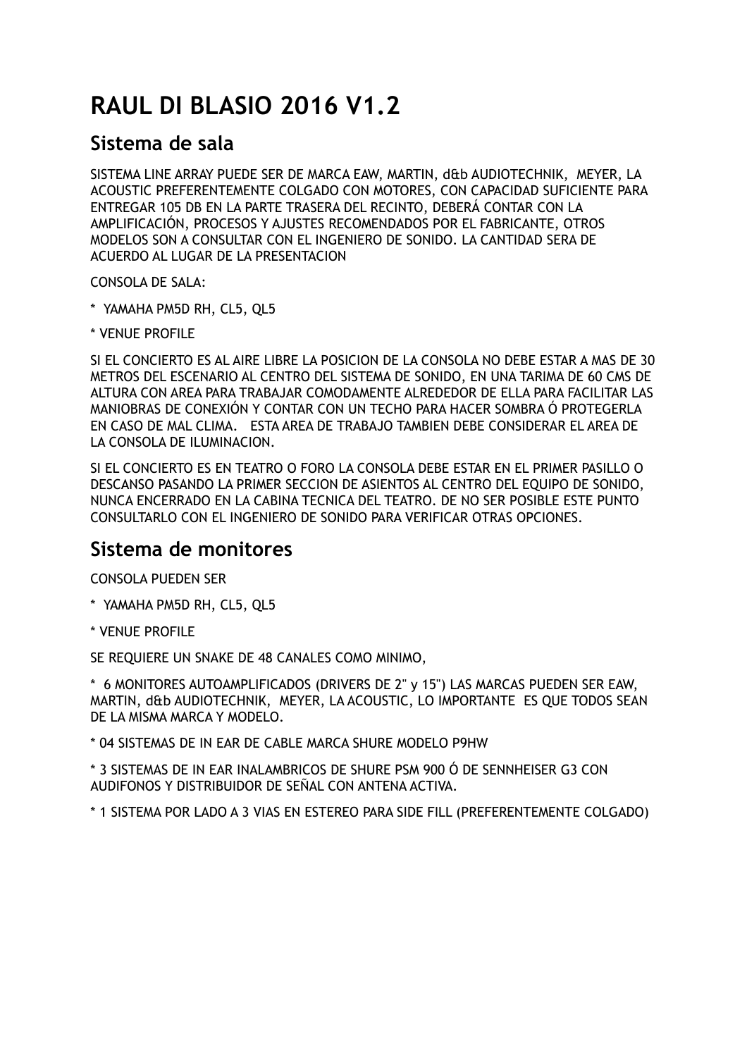# RAUL DI BLASIO 2016 V1.2

## Sistema de sala

SISTEMA LINE ARRAY PUEDE SER DE MARCA EAW, MARTIN, d&b AUDIOTECHNIK, MEYER, LA ACOUSTIC PREFERENTEMENTE COLGADO CON MOTORES, CON CAPACIDAD SUFICIENTE PARA ENTREGAR 105 DB EN LA PARTE TRASERA DEL RECINTO, DEBERÁ CONTAR CON LA AMPLIFICACIÓN, PROCESOS Y AJUSTES RECOMENDADOS POR EL FABRICANTE, OTROS MODELOS SON A CONSULTAR CON EL INGENIERO DE SONIDO. LA CANTIDAD SERA DE ACUERDO AL LUGAR DE LA PRESENTACION

CONSOLA DE SALA:

* YAMAHA PM5D RH, CL5, QL5

* VENUE PROFILE

SI EL CONCIERTO ES AL AIRE LIBRE LA POSICION DE LA CONSOLA NO DEBE ESTAR A MAS DE 30 METROS DEL ESCENARIO AL CENTRO DEL SISTEMA DE SONIDO, EN UNA TARIMA DE 60 CMS DE ALTURA CON AREA PARA TRABAJAR COMODAMENTE ALREDEDOR DE ELLA PARA FACILITAR LAS MANIOBRAS DE CONEXIÓN Y CONTAR CON UN TECHO PARA HACER SOMBRA Ó PROTEGERLA EN CASO DE MAL CLIMA. ESTA AREA DE TRABAJO TAMBIEN DEBE CONSIDERAR EL AREA DE LA CONSOLA DE ILUMINACION.

SI EL CONCIERTO ES EN TEATRO O FORO LA CONSOLA DEBE ESTAR EN EL PRIMER PASILLO O DESCANSO PASANDO LA PRIMER SECCION DE ASIENTOS AL CENTRO DEL EQUIPO DE SONIDO, NUNCA ENCERRADO EN LA CABINA TECNICA DEL TEATRO. DE NO SER POSIBLE ESTE PUNTO CONSULTARLO CON EL INGENIERO DE SONIDO PARA VERIFICAR OTRAS OPCIONES.

## Sistema de monitores

CONSOLA PUEDEN SER

* YAMAHA PM5D RH, CL5, QL5

* VENUE PROFILE

SE REQUIERE UN SNAKE DE 48 CANALES COMO MINIMO,

* 6 MONITORES AUTOAMPLIFICADOS (DRIVERS DE 2" y 15") LAS MARCAS PUEDEN SER EAW, MARTIN, d&b AUDIOTECHNIK, MEYER, LA ACOUSTIC, LO IMPORTANTE ES QUE TODOS SEAN DE LA MISMA MARCA Y MODELO.

* 04 SISTEMAS DE IN EAR DE CABLE MARCA SHURE MODELO P9HW

* 3 SISTEMAS DE IN EAR INALAMBRICOS DE SHURE PSM 900 Ó DE SENNHEISER G3 CON AUDIFONOS Y DISTRIBUIDOR DE SEÑAL CON ANTENA ACTIVA.

* 1 SISTEMA POR LADO A 3 VIAS EN ESTEREO PARA SIDE FILL (PREFERENTEMENTE COLGADO)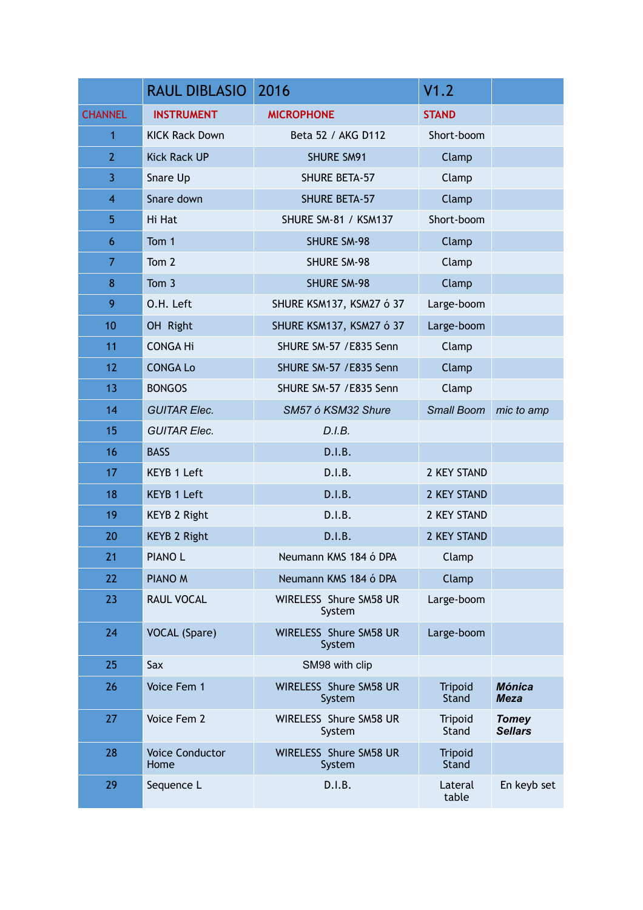|  | RAUL DIBLASIO | 2016 | V1.2 |  |
|---|---|---|---|---|
| CHANNEL | INSTRUMENT | MICROPHONE | STAND |  |
| 1 | KICK Rack Down | Beta 52 / AKG D112 | Short-boom |  |
| 2 | Kick Rack UP | SHURE SM91 | Clamp |  |
| 3 | Snare Up | SHURE BETA-57 | Clamp |  |
| 4 | Snare down | SHURE BETA-57 | Clamp |  |
| 5 | Hi Hat | SHURE SM-81 / KSM137 | Short-boom |  |
| 6 | Tom 1 | SHURE SM-98 | Clamp |  |
| 7 | Tom 2 | SHURE SM-98 | Clamp |  |
| 8 | Tom 3 | SHURE SM-98 | Clamp |  |
| 9 | O.H. Left | SHURE KSM137, KSM27 ó 37 | Large-boom |  |
| 10 | OH Right | SHURE KSM137, KSM27 ó 37 | Large-boom |  |
| 11 | CONGA Hi | SHURE SM-57 /E835 Senn | Clamp |  |
| 12 | CONGA Lo | SHURE SM-57 /E835 Senn | Clamp |  |
| 13 | BONGOS | SHURE SM-57 /E835 Senn | Clamp |  |
| 14 | *GUITAR Elec.* | *SM57 ó KSM32 Shure* | *Small Boom* | *mic to amp* |
| 15 | *GUITAR Elec.* | *D.I.B.* |  |  |
| 16 | BASS | D.I.B. |  |  |
| 17 | KEYB 1 Left | D.I.B. | 2 KEY STAND |  |
| 18 | KEYB 1 Left | D.I.B. | 2 KEY STAND |  |
| 19 | KEYB 2 Right | D.I.B. | 2 KEY STAND |  |
| 20 | KEYB 2 Right | D.I.B. | 2 KEY STAND |  |
| 21 | PIANO L | Neumann KMS 184 ó DPA | Clamp |  |
| 22 | PIANO M | Neumann KMS 184 ó DPA | Clamp |  |
| 23 | RAUL VOCAL | WIRELESS Shure SM58 UR System | Large-boom |  |
| 24 | VOCAL (Spare) | WIRELESS Shure SM58 UR System | Large-boom |  |
| 25 | Sax | SM98 with clip |  |  |
| 26 | Voice Fem 1 | WIRELESS Shure SM58 UR System | Tripoid Stand | ***Mónica Meza*** |
| 27 | Voice Fem 2 | WIRELESS Shure SM58 UR System | Tripoid Stand | ***Tomey Sellars*** |
| 28 | Voice Conductor Home | WIRELESS Shure SM58 UR System | Tripoid Stand |  |
| 29 | Sequence L | D.I.B. | Lateral table | En keyb set |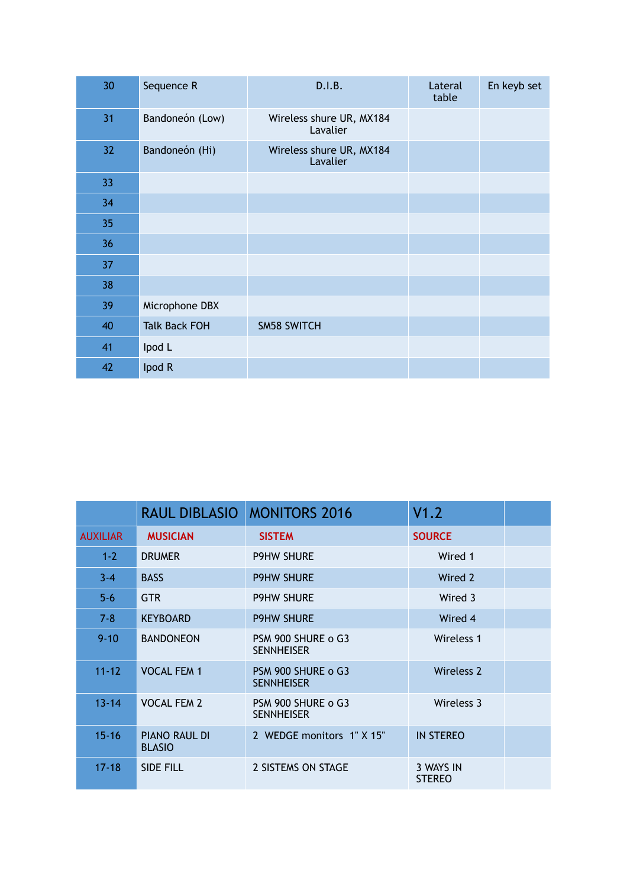| 30 | Sequence R | D.I.B. | Lateral table | En keyb set |
|---|---|---|---|---|
| 31 | Bandoneón (Low) | Wireless shure UR, MX184 Lavalier | | |
| 32 | Bandoneón (Hi) | Wireless shure UR, MX184 Lavalier | | |
| 33 | | | | |
| 34 | | | | |
| 35 | | | | |
| 36 | | | | |
| 37 | | | | |
| 38 | | | | |
| 39 | Microphone DBX | | | |
| 40 | Talk Back FOH | SM58 SWITCH | | |
| 41 | Ipod L | | | |
| 42 | Ipod R | | | |

| | RAUL DIBLASIO | MONITORS 2016 | V1.2 | |
|---|---|---|---|---|
| AUXILIAR | MUSICIAN | SISTEM | SOURCE | |
| 1-2 | DRUMER | P9HW SHURE | Wired 1 | |
| 3-4 | BASS | P9HW SHURE | Wired 2 | |
| 5-6 | GTR | P9HW SHURE | Wired 3 | |
| 7-8 | KEYBOARD | P9HW SHURE | Wired 4 | |
| 9-10 | BANDONEON | PSM 900 SHURE o G3 SENNHEISER | Wireless 1 | |
| 11-12 | VOCAL FEM 1 | PSM 900 SHURE o G3 SENNHEISER | Wireless 2 | |
| 13-14 | VOCAL FEM 2 | PSM 900 SHURE o G3 SENNHEISER | Wireless 3 | |
| 15-16 | PIANO RAUL DI BLASIO | 2 WEDGE monitors 1" X 15" | IN STEREO | |
| 17-18 | SIDE FILL | 2 SISTEMS ON STAGE | 3 WAYS IN STEREO | |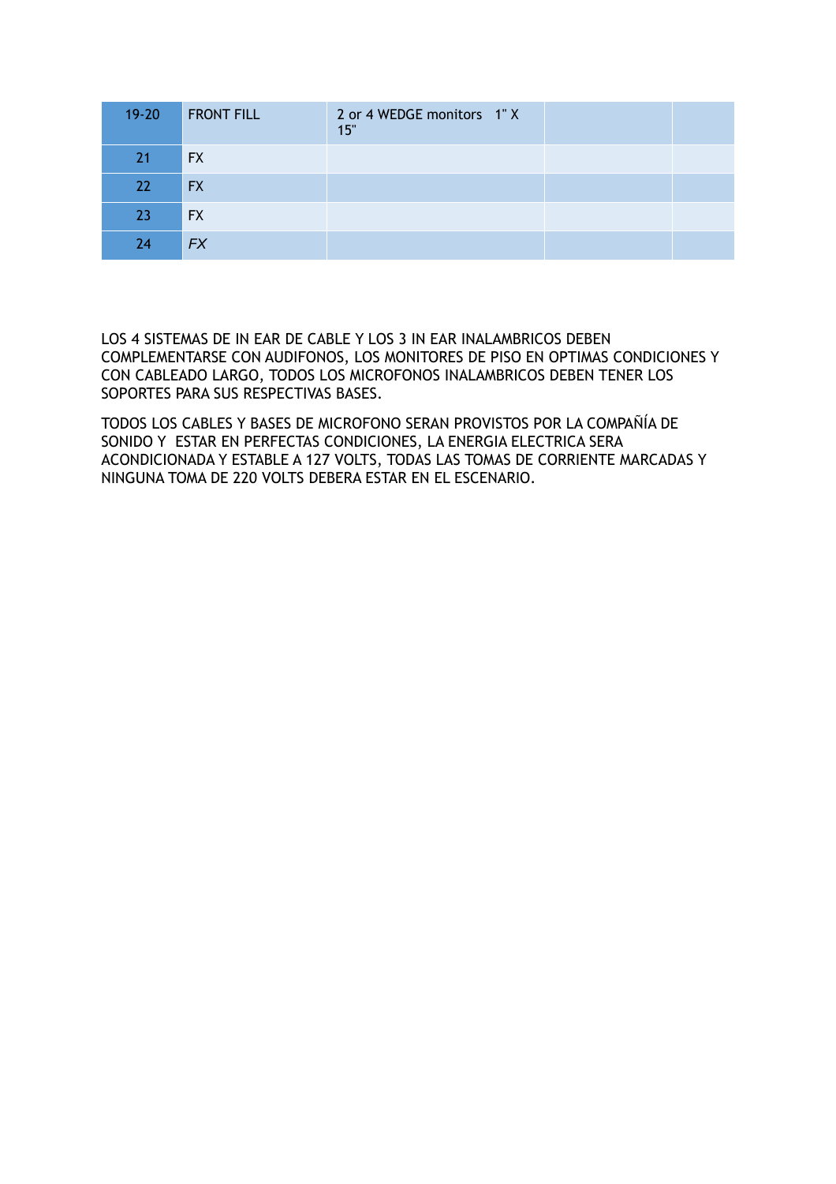| 19-20 | FRONT FILL | 2 or 4 WEDGE monitors 1" X 15" | | |
|---|---|---|---|---|
| 21 | FX | | | |
| 22 | FX | | | |
| 23 | FX | | | |
| 24 | *FX* | | | |

LOS 4 SISTEMAS DE IN EAR DE CABLE Y LOS 3 IN EAR INALAMBRICOS DEBEN COMPLEMENTARSE CON AUDIFONOS, LOS MONITORES DE PISO EN OPTIMAS CONDICIONES Y CON CABLEADO LARGO, TODOS LOS MICROFONOS INALAMBRICOS DEBEN TENER LOS SOPORTES PARA SUS RESPECTIVAS BASES.

TODOS LOS CABLES Y BASES DE MICROFONO SERAN PROVISTOS POR LA COMPAÑÍA DE SONIDO Y ESTAR EN PERFECTAS CONDICIONES, LA ENERGIA ELECTRICA SERA ACONDICIONADA Y ESTABLE A 127 VOLTS, TODAS LAS TOMAS DE CORRIENTE MARCADAS Y NINGUNA TOMA DE 220 VOLTS DEBERA ESTAR EN EL ESCENARIO.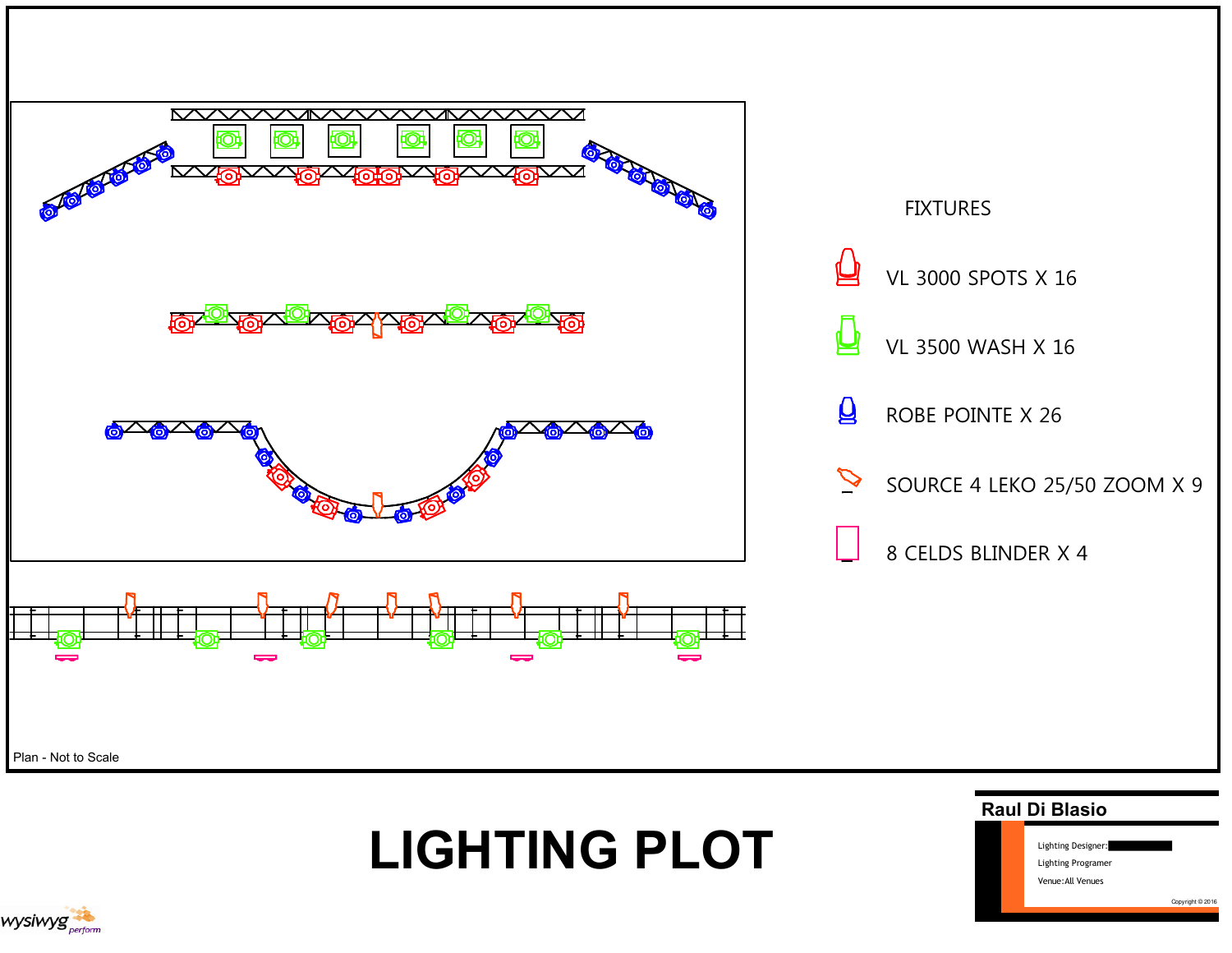FIXTURES

VL 3000 SPOTS X 16

VL 3500 WASH X 16

ROBE POINTE X 26

SOURCE 4 LEKO 25/50 ZOOM X 9

8 CELDS BLINDER X 4

Plan - Not to Scale

# LIGHTING PLOT

**Raul Di Blasio**

Lighting Designer:

Lighting Programer

Venue:All Venues

Copyright © 2016

wysiwyg perform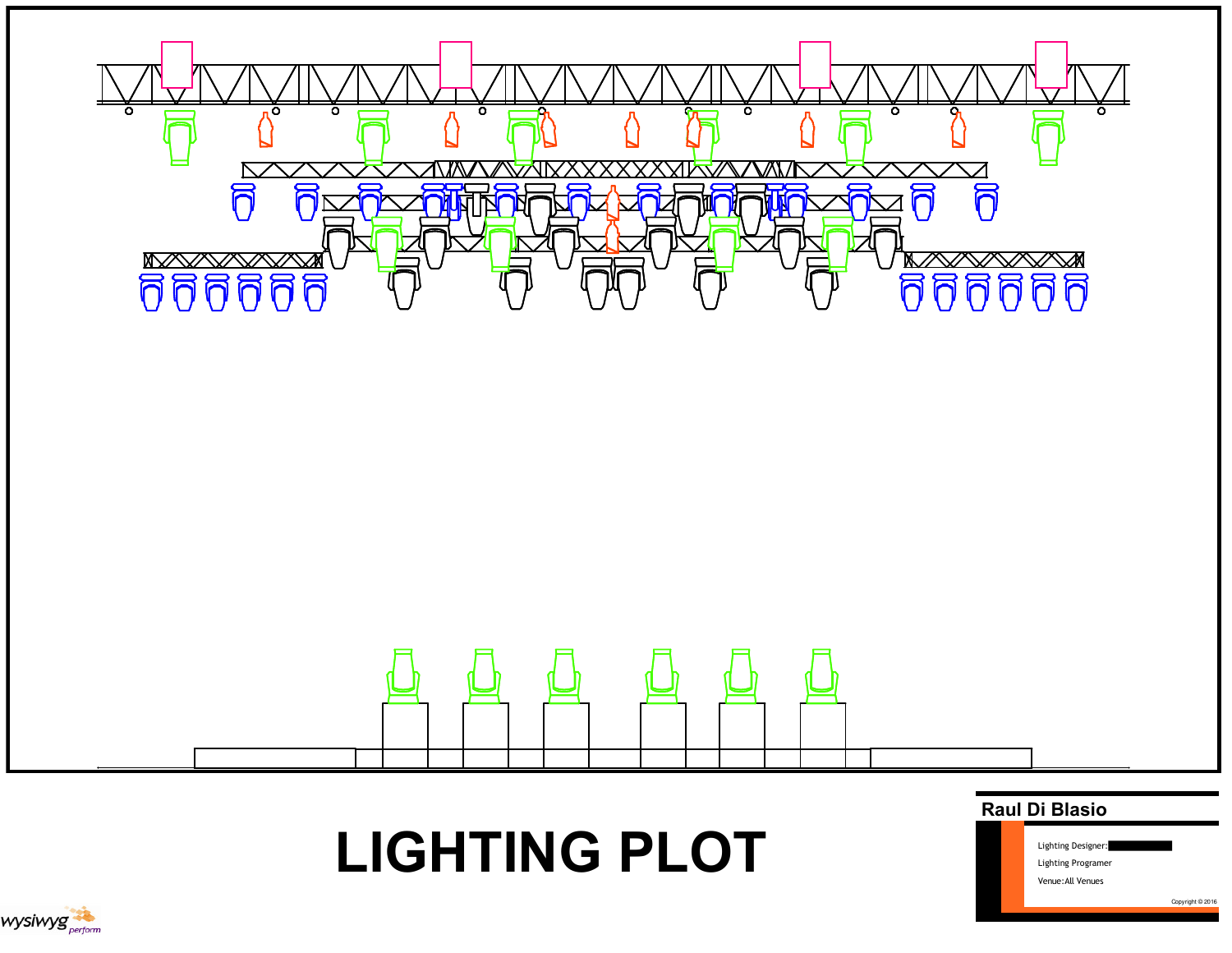# LIGHTING PLOT

**Raul Di Blasio**

Lighting Designer:

Lighting Programer

Venue:All Venues

Copyright © 2016

wysiwyg perform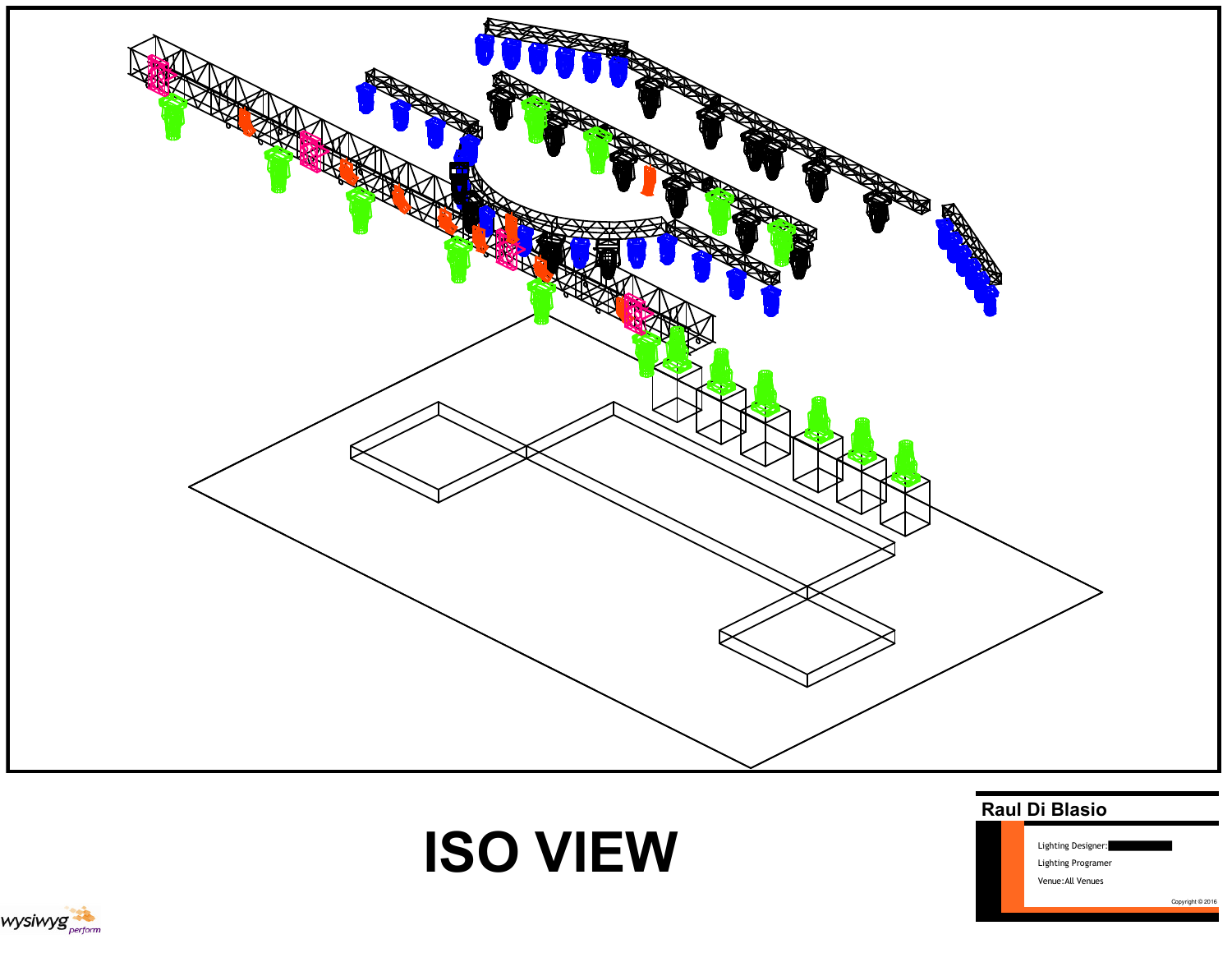# ISO VIEW

**Raul Di Blasio**

Lighting Designer:

Lighting Programer

Venue:All Venues

Copyright © 2016

wysiwyg perform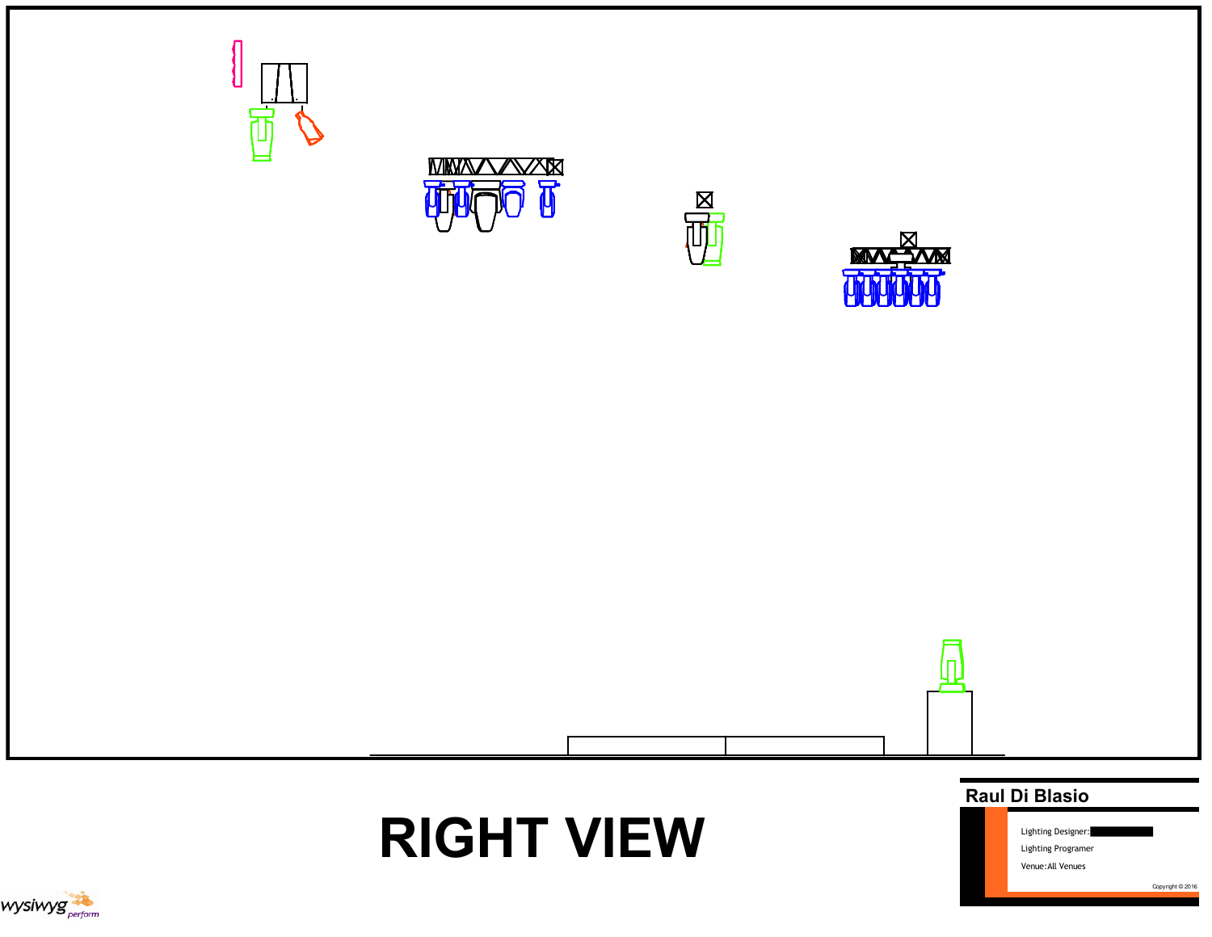# RIGHT VIEW

**Raul Di Blasio**

Lighting Designer:

Lighting Programer

Venue:All Venues

Copyright © 2016

wysiwyg perform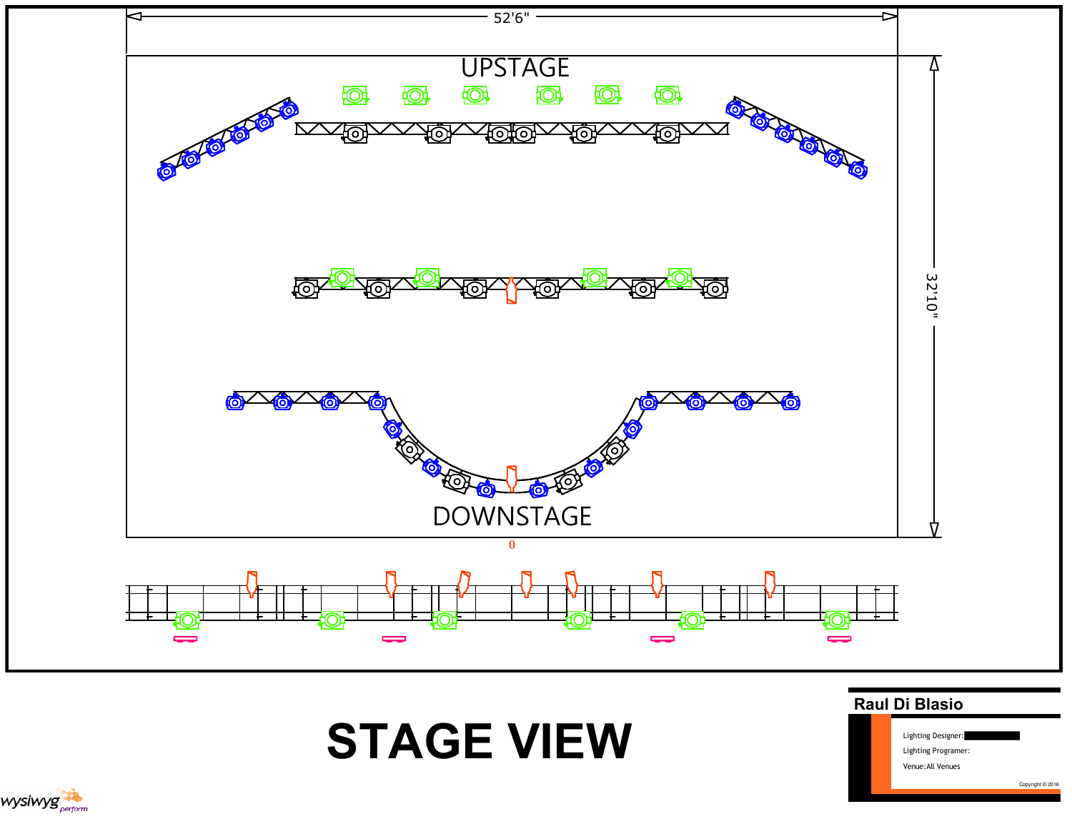52'6"

UPSTAGE

32'10"

DOWNSTAGE

0

# STAGE VIEW

**Raul Di Blasio**

Lighting Designer:

Lighting Programer:

Venue:All Venues

Copyright © 2016

wysiwyg perform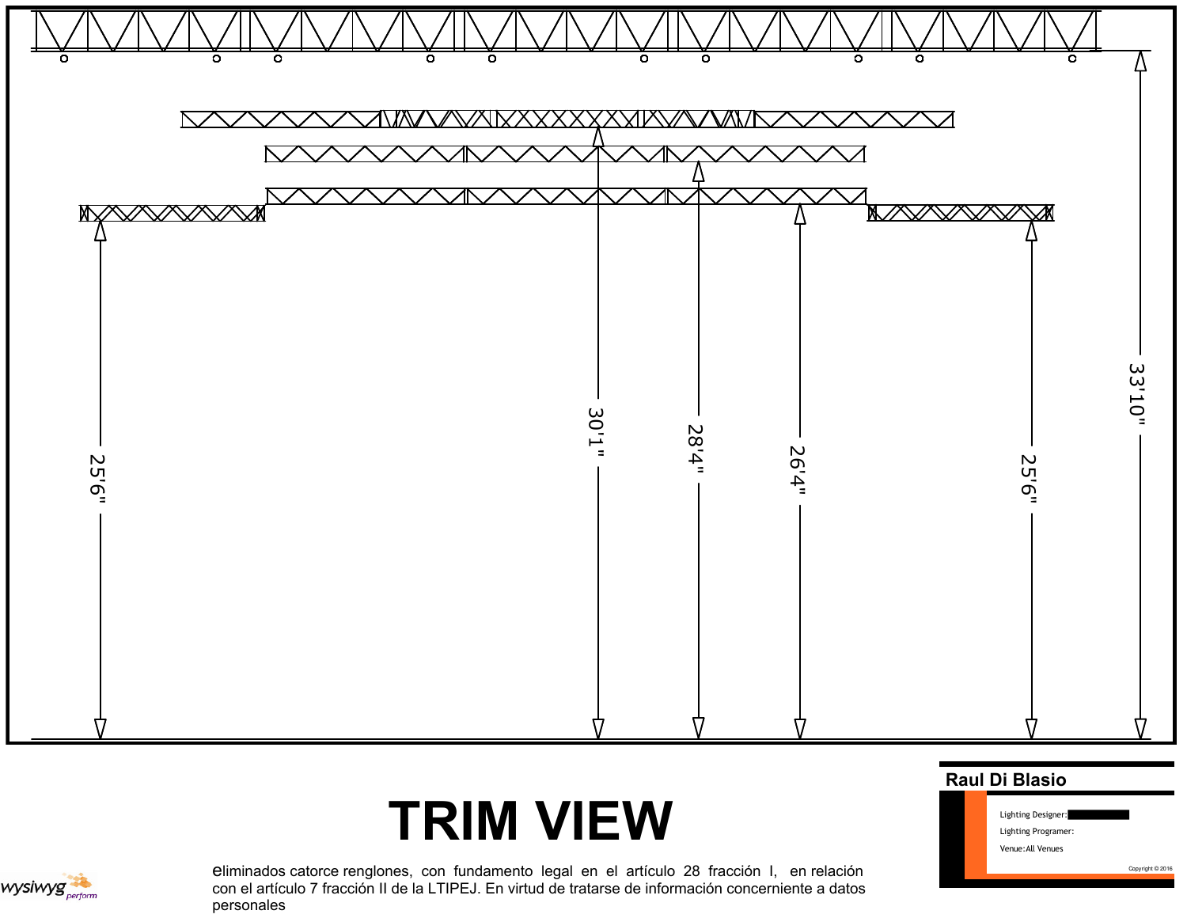25'6"

30'1"

28'4"

26'4"

25'6"

33'10"

# TRIM VIEW

eliminados catorce renglones, con fundamento legal en el artículo 28 fracción I, en relación con el artículo 7 fracción II de la LTIPEJ. En virtud de tratarse de información concerniente a datos personales

wysiwyg perform

**Raul Di Blasio**

Lighting Designer:

Lighting Programer:

Venue: All Venues

Copyright © 2016